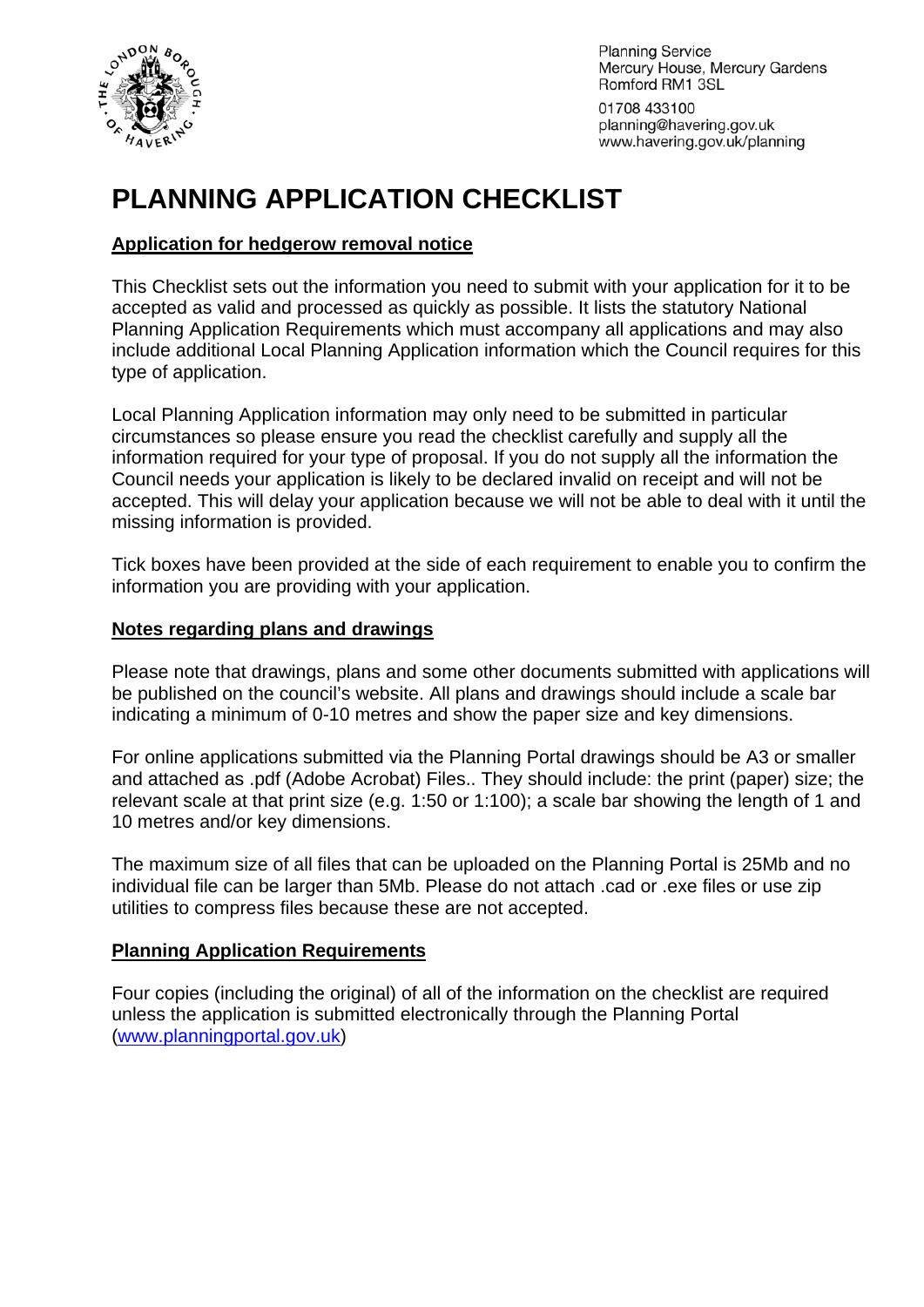Planning Service
Mercury House, Mercury Gardens
Romford RM1 3SL

01708 433100
planning@havering.gov.uk
www.havering.gov.uk/planning

# PLANNING APPLICATION CHECKLIST

## Application for hedgerow removal notice

This Checklist sets out the information you need to submit with your application for it to be accepted as valid and processed as quickly as possible. It lists the statutory National Planning Application Requirements which must accompany all applications and may also include additional Local Planning Application information which the Council requires for this type of application.

Local Planning Application information may only need to be submitted in particular circumstances so please ensure you read the checklist carefully and supply all the information required for your type of proposal. If you do not supply all the information the Council needs your application is likely to be declared invalid on receipt and will not be accepted. This will delay your application because we will not be able to deal with it until the missing information is provided.

Tick boxes have been provided at the side of each requirement to enable you to confirm the information you are providing with your application.

## Notes regarding plans and drawings

Please note that drawings, plans and some other documents submitted with applications will be published on the council's website. All plans and drawings should include a scale bar indicating a minimum of 0-10 metres and show the paper size and key dimensions.

For online applications submitted via the Planning Portal drawings should be A3 or smaller and attached as .pdf (Adobe Acrobat) Files.. They should include: the print (paper) size; the relevant scale at that print size (e.g. 1:50 or 1:100); a scale bar showing the length of 1 and 10 metres and/or key dimensions.

The maximum size of all files that can be uploaded on the Planning Portal is 25Mb and no individual file can be larger than 5Mb. Please do not attach .cad or .exe files or use zip utilities to compress files because these are not accepted.

## Planning Application Requirements

Four copies (including the original) of all of the information on the checklist are required unless the application is submitted electronically through the Planning Portal (www.planningportal.gov.uk)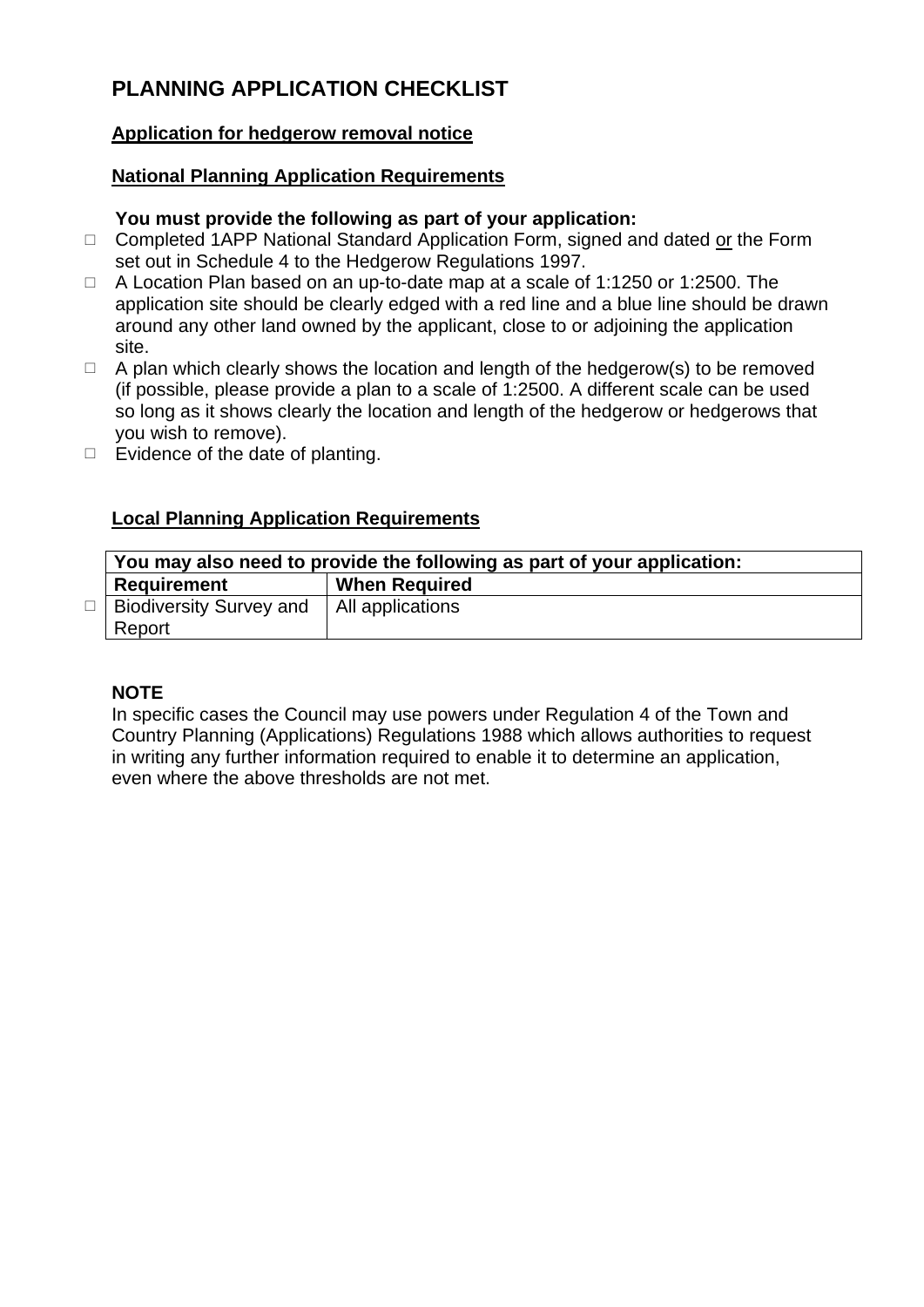# PLANNING APPLICATION CHECKLIST

**Application for hedgerow removal notice**

**National Planning Application Requirements**

**You must provide the following as part of your application:**

- □ Completed 1APP National Standard Application Form, signed and dated <u>or</u> the Form set out in Schedule 4 to the Hedgerow Regulations 1997.
- □ A Location Plan based on an up-to-date map at a scale of 1:1250 or 1:2500. The application site should be clearly edged with a red line and a blue line should be drawn around any other land owned by the applicant, close to or adjoining the application site.
- □ A plan which clearly shows the location and length of the hedgerow(s) to be removed (if possible, please provide a plan to a scale of 1:2500. A different scale can be used so long as it shows clearly the location and length of the hedgerow or hedgerows that you wish to remove).
- □ Evidence of the date of planting.

**Local Planning Application Requirements**

| You may also need to provide the following as part of your application: | |
|---|---|
| **Requirement** | **When Required** |
| □ Biodiversity Survey and Report | All applications |

**NOTE**

In specific cases the Council may use powers under Regulation 4 of the Town and Country Planning (Applications) Regulations 1988 which allows authorities to request in writing any further information required to enable it to determine an application, even where the above thresholds are not met.